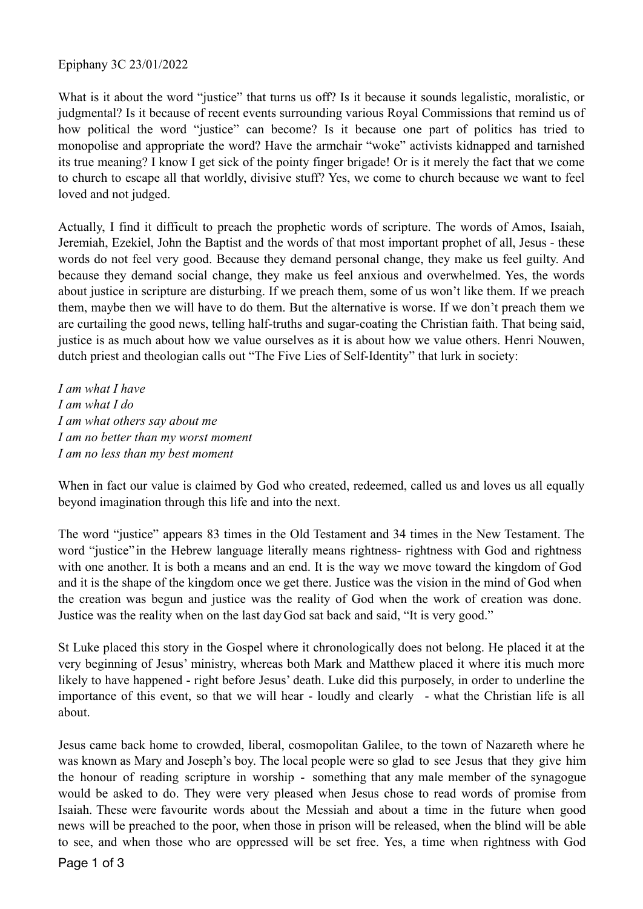Epiphany 3C 23/01/2022

What is it about the word "justice" that turns us off? Is it because it sounds legalistic, moralistic, or judgmental? Is it because of recent events surrounding various Royal Commissions that remind us of how political the word "justice" can become? Is it because one part of politics has tried to monopolise and appropriate the word? Have the armchair "woke" activists kidnapped and tarnished its true meaning? I know I get sick of the pointy finger brigade! Or is it merely the fact that we come to church to escape all that worldly, divisive stuff? Yes, we come to church because we want to feel loved and not judged.

Actually, I find it difficult to preach the prophetic words of scripture. The words of Amos, Isaiah, Jeremiah, Ezekiel, John the Baptist and the words of that most important prophet of all, Jesus - these words do not feel very good. Because they demand personal change, they make us feel guilty. And because they demand social change, they make us feel anxious and overwhelmed. Yes, the words about justice in scripture are disturbing. If we preach them, some of us won't like them. If we preach them, maybe then we will have to do them. But the alternative is worse. If we don't preach them we are curtailing the good news, telling half-truths and sugar-coating the Christian faith. That being said, justice is as much about how we value ourselves as it is about how we value others. Henri Nouwen, dutch priest and theologian calls out "The Five Lies of Self-Identity" that lurk in society:

*I am what I have*
*I am what I do*
*I am what others say about me*
*I am no better than my worst moment*
*I am no less than my best moment*

When in fact our value is claimed by God who created, redeemed, called us and loves us all equally beyond imagination through this life and into the next.

The word "justice" appears 83 times in the Old Testament and 34 times in the New Testament. The word "justice" in the Hebrew language literally means rightness- rightness with God and rightness with one another. It is both a means and an end. It is the way we move toward the kingdom of God and it is the shape of the kingdom once we get there. Justice was the vision in the mind of God when the creation was begun and justice was the reality of God when the work of creation was done. Justice was the reality when on the last day God sat back and said, "It is very good."

St Luke placed this story in the Gospel where it chronologically does not belong. He placed it at the very beginning of Jesus' ministry, whereas both Mark and Matthew placed it where it is much more likely to have happened - right before Jesus' death. Luke did this purposely, in order to underline the importance of this event, so that we will hear - loudly and clearly - what the Christian life is all about.

Jesus came back home to crowded, liberal, cosmopolitan Galilee, to the town of Nazareth where he was known as Mary and Joseph's boy. The local people were so glad to see Jesus that they give him the honour of reading scripture in worship - something that any male member of the synagogue would be asked to do. They were very pleased when Jesus chose to read words of promise from Isaiah. These were favourite words about the Messiah and about a time in the future when good news will be preached to the poor, when those in prison will be released, when the blind will be able to see, and when those who are oppressed will be set free. Yes, a time when rightness with God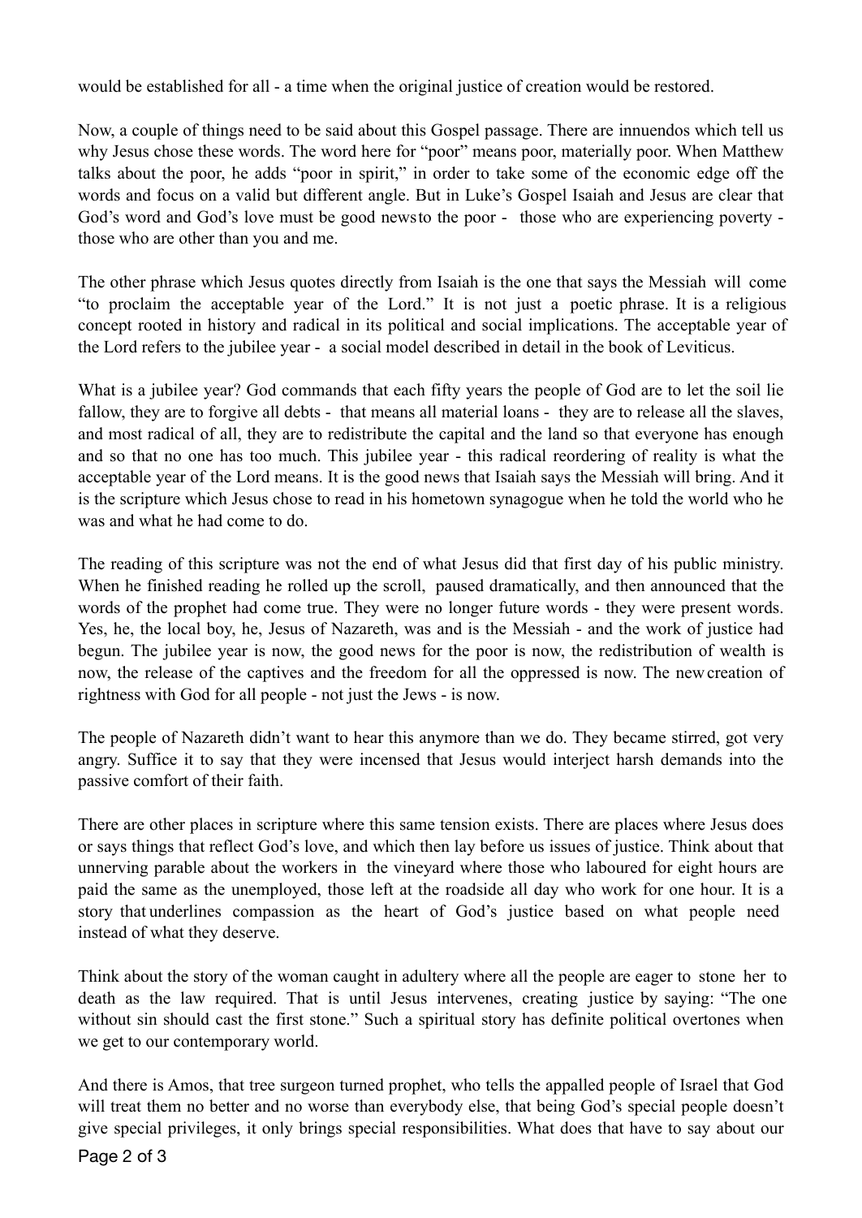would be established for all - a time when the original justice of creation would be restored.

Now, a couple of things need to be said about this Gospel passage. There are innuendos which tell us why Jesus chose these words. The word here for "poor" means poor, materially poor. When Matthew talks about the poor, he adds "poor in spirit," in order to take some of the economic edge off the words and focus on a valid but different angle. But in Luke's Gospel Isaiah and Jesus are clear that God's word and God's love must be good newsto the poor - those who are experiencing poverty - those who are other than you and me.

The other phrase which Jesus quotes directly from Isaiah is the one that says the Messiah will come "to proclaim the acceptable year of the Lord." It is not just a poetic phrase. It is a religious concept rooted in history and radical in its political and social implications. The acceptable year of the Lord refers to the jubilee year - a social model described in detail in the book of Leviticus.

What is a jubilee year? God commands that each fifty years the people of God are to let the soil lie fallow, they are to forgive all debts - that means all material loans - they are to release all the slaves, and most radical of all, they are to redistribute the capital and the land so that everyone has enough and so that no one has too much. This jubilee year - this radical reordering of reality is what the acceptable year of the Lord means. It is the good news that Isaiah says the Messiah will bring. And it is the scripture which Jesus chose to read in his hometown synagogue when he told the world who he was and what he had come to do.

The reading of this scripture was not the end of what Jesus did that first day of his public ministry. When he finished reading he rolled up the scroll, paused dramatically, and then announced that the words of the prophet had come true. They were no longer future words - they were present words. Yes, he, the local boy, he, Jesus of Nazareth, was and is the Messiah - and the work of justice had begun. The jubilee year is now, the good news for the poor is now, the redistribution of wealth is now, the release of the captives and the freedom for all the oppressed is now. The newcreation of rightness with God for all people - not just the Jews - is now.

The people of Nazareth didn't want to hear this anymore than we do. They became stirred, got very angry. Suffice it to say that they were incensed that Jesus would interject harsh demands into the passive comfort of their faith.

There are other places in scripture where this same tension exists. There are places where Jesus does or says things that reflect God's love, and which then lay before us issues of justice. Think about that unnerving parable about the workers in the vineyard where those who laboured for eight hours are paid the same as the unemployed, those left at the roadside all day who work for one hour. It is a story that underlines compassion as the heart of God's justice based on what people need instead of what they deserve.

Think about the story of the woman caught in adultery where all the people are eager to stone her to death as the law required. That is until Jesus intervenes, creating justice by saying: "The one without sin should cast the first stone." Such a spiritual story has definite political overtones when we get to our contemporary world.

And there is Amos, that tree surgeon turned prophet, who tells the appalled people of Israel that God will treat them no better and no worse than everybody else, that being God's special people doesn't give special privileges, it only brings special responsibilities. What does that have to say about our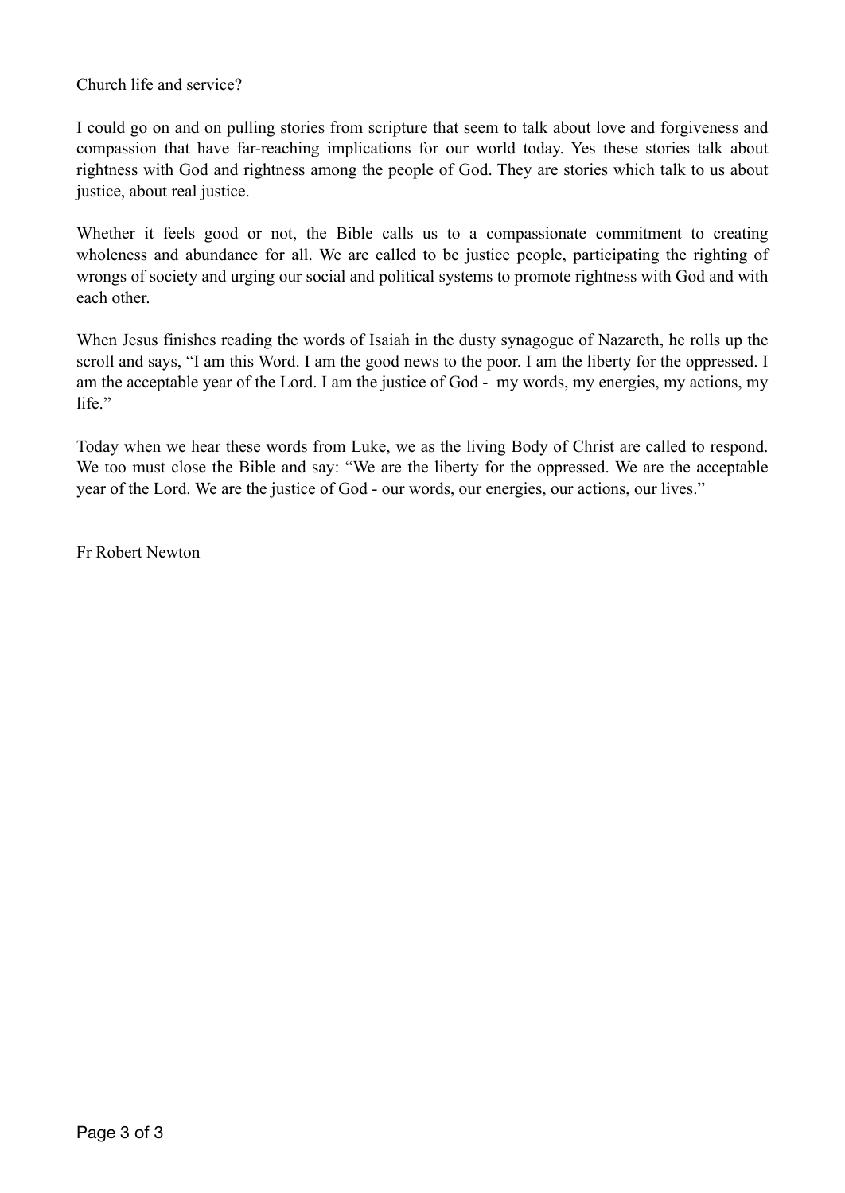Church life and service?

I could go on and on pulling stories from scripture that seem to talk about love and forgiveness and compassion that have far-reaching implications for our world today. Yes these stories talk about rightness with God and rightness among the people of God. They are stories which talk to us about justice, about real justice.

Whether it feels good or not, the Bible calls us to a compassionate commitment to creating wholeness and abundance for all. We are called to be justice people, participating the righting of wrongs of society and urging our social and political systems to promote rightness with God and with each other.

When Jesus finishes reading the words of Isaiah in the dusty synagogue of Nazareth, he rolls up the scroll and says, "I am this Word. I am the good news to the poor. I am the liberty for the oppressed. I am the acceptable year of the Lord. I am the justice of God - my words, my energies, my actions, my life."

Today when we hear these words from Luke, we as the living Body of Christ are called to respond. We too must close the Bible and say: "We are the liberty for the oppressed. We are the acceptable year of the Lord. We are the justice of God - our words, our energies, our actions, our lives."

Fr Robert Newton